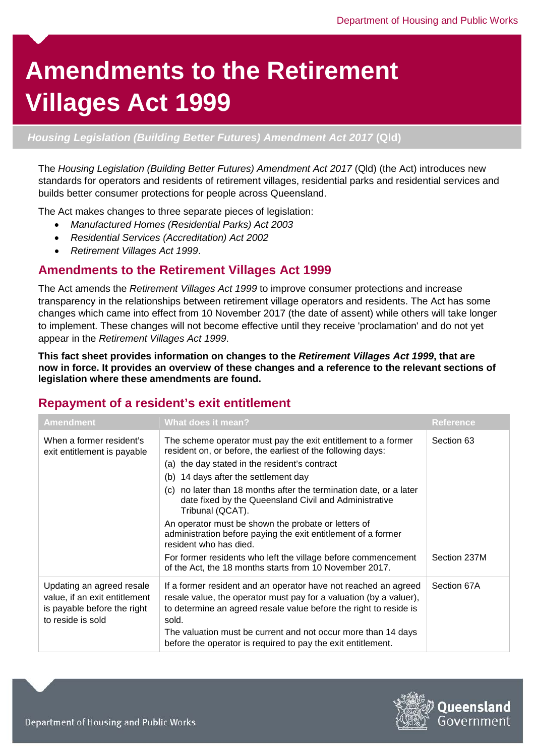# Amendments to the Retirement Villages Act 1999

***Housing Legislation (Building Better Futures) Amendment Act 2017* (Qld)**

The *Housing Legislation (Building Better Futures) Amendment Act 2017* (Qld) (the Act) introduces new standards for operators and residents of retirement villages, residential parks and residential services and builds better consumer protections for people across Queensland.

The Act makes changes to three separate pieces of legislation:

- *Manufactured Homes (Residential Parks) Act 2003*
- *Residential Services (Accreditation) Act 2002*
- *Retirement Villages Act 1999*.

## Amendments to the Retirement Villages Act 1999

The Act amends the *Retirement Villages Act 1999* to improve consumer protections and increase transparency in the relationships between retirement village operators and residents. The Act has some changes which came into effect from 10 November 2017 (the date of assent) while others will take longer to implement. These changes will not become effective until they receive 'proclamation' and do not yet appear in the *Retirement Villages Act 1999*.

**This fact sheet provides information on changes to the *Retirement Villages Act 1999*, that are now in force. It provides an overview of these changes and a reference to the relevant sections of legislation where these amendments are found.**

## Repayment of a resident's exit entitlement

| Amendment | What does it mean? | Reference |
|---|---|---|
| When a former resident's exit entitlement is payable | The scheme operator must pay the exit entitlement to a former resident on, or before, the earliest of the following days:<br>(a) the day stated in the resident's contract<br>(b) 14 days after the settlement day<br>(c) no later than 18 months after the termination date, or a later date fixed by the Queensland Civil and Administrative Tribunal (QCAT).<br>An operator must be shown the probate or letters of administration before paying the exit entitlement of a former resident who has died. | Section 63 |
| | For former residents who left the village before commencement of the Act, the 18 months starts from 10 November 2017. | Section 237M |
| Updating an agreed resale value, if an exit entitlement is payable before the right to reside is sold | If a former resident and an operator have not reached an agreed resale value, the operator must pay for a valuation (by a valuer), to determine an agreed resale value before the right to reside is sold.<br>The valuation must be current and not occur more than 14 days before the operator is required to pay the exit entitlement. | Section 67A |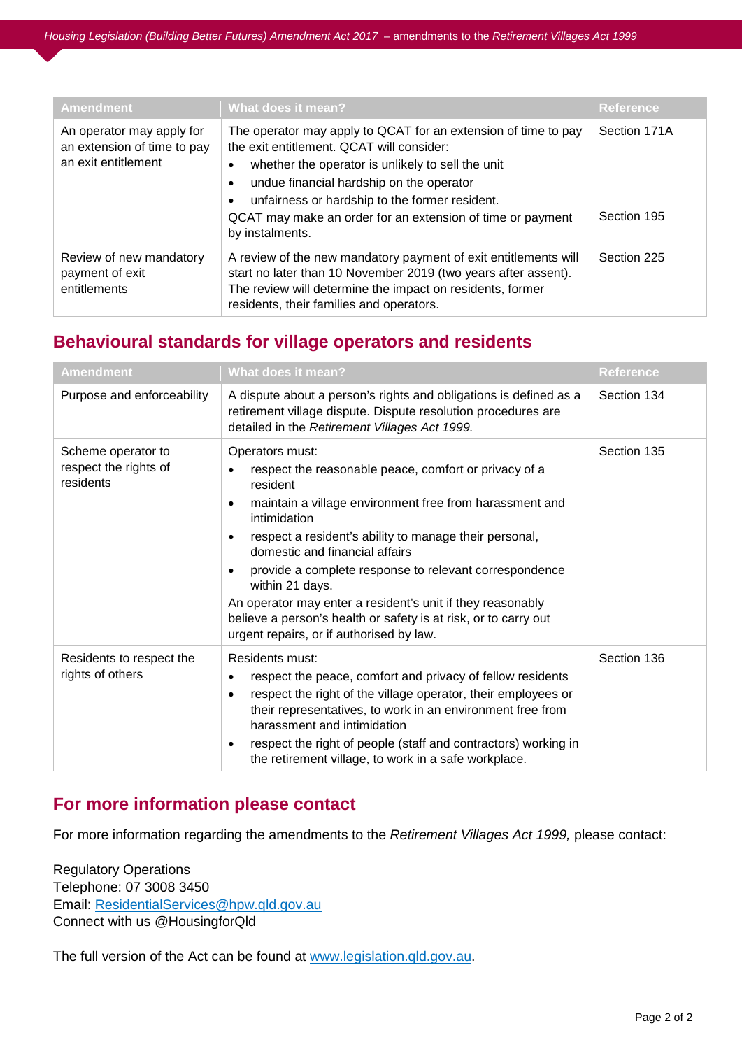| Amendment | What does it mean? | Reference |
|---|---|---|
| An operator may apply for an extension of time to pay an exit entitlement | The operator may apply to QCAT for an extension of time to pay the exit entitlement. QCAT will consider:<br>• whether the operator is unlikely to sell the unit<br>• undue financial hardship on the operator<br>• unfairness or hardship to the former resident.<br>QCAT may make an order for an extension of time or payment by instalments. | Section 171A<br><br>Section 195 |
| Review of new mandatory payment of exit entitlements | A review of the new mandatory payment of exit entitlements will start no later than 10 November 2019 (two years after assent). The review will determine the impact on residents, former residents, their families and operators. | Section 225 |

## Behavioural standards for village operators and residents

| Amendment | What does it mean? | Reference |
|---|---|---|
| Purpose and enforceability | A dispute about a person's rights and obligations is defined as a retirement village dispute. Dispute resolution procedures are detailed in the *Retirement Villages Act 1999.* | Section 134 |
| Scheme operator to respect the rights of residents | Operators must:<br>• respect the reasonable peace, comfort or privacy of a resident<br>• maintain a village environment free from harassment and intimidation<br>• respect a resident's ability to manage their personal, domestic and financial affairs<br>• provide a complete response to relevant correspondence within 21 days.<br>An operator may enter a resident's unit if they reasonably believe a person's health or safety is at risk, or to carry out urgent repairs, or if authorised by law. | Section 135 |
| Residents to respect the rights of others | Residents must:<br>• respect the peace, comfort and privacy of fellow residents<br>• respect the right of the village operator, their employees or their representatives, to work in an environment free from harassment and intimidation<br>• respect the right of people (staff and contractors) working in the retirement village, to work in a safe workplace. | Section 136 |

## For more information please contact

For more information regarding the amendments to the *Retirement Villages Act 1999,* please contact:

Regulatory Operations
Telephone: 07 3008 3450
Email: [ResidentialServices@hpw.qld.gov.au](mailto:ResidentialServices@hpw.qld.gov.au)
Connect with us @HousingforQld

The full version of the Act can be found at [www.legislation.qld.gov.au](http://www.legislation.qld.gov.au).